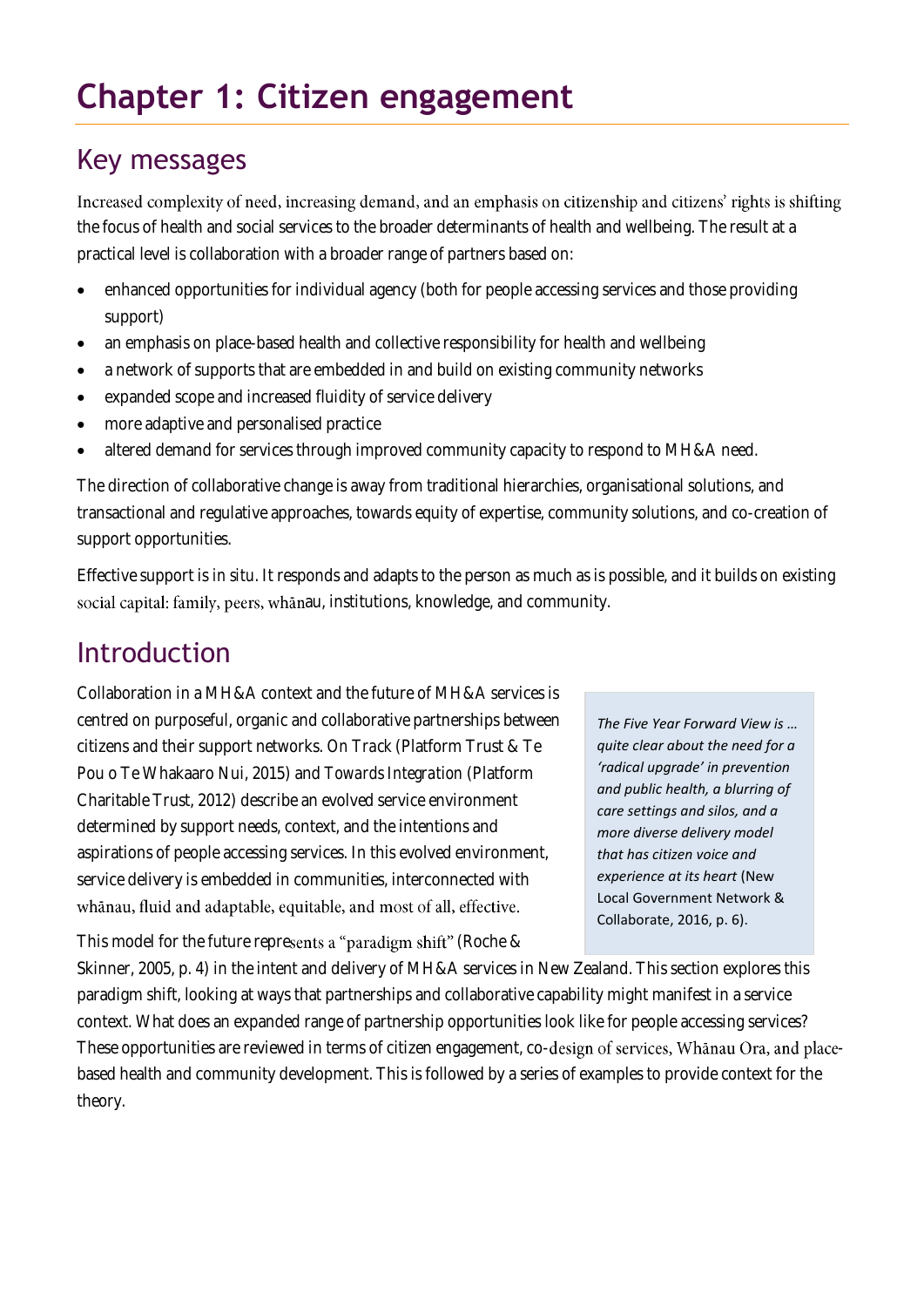# Chapter 1: Citizen engagement

## Key messages

Increased complexity of need, increasing demand, and an emphasis on citizenship and citizens' rights is shifting the focus of health and social services to the broader determinants of health and wellbeing. The result at a practical level is collaboration with a broader range of partners based on:

- enhanced opportunities for individual agency (both for people accessing services and those providing support)
- an emphasis on place-based health and collective responsibility for health and wellbeing
- a network of supports that are embedded in and build on existing community networks
- expanded scope and increased fluidity of service delivery
- more adaptive and personalised practice
- altered demand for services through improved community capacity to respond to MH&A need.

The direction of collaborative change is away from traditional hierarchies, organisational solutions, and transactional and regulative approaches, towards equity of expertise, community solutions, and co-creation of support opportunities.

Effective support is in situ. It responds and adapts to the person as much as is possible, and it builds on existing social capital: family, peers, whānau, institutions, knowledge, and community.

## Introduction

Collaboration in a MH&A context and the future of MH&A services is centred on purposeful, organic and collaborative partnerships between citizens and their support networks. *On Track* (Platform Trust & Te Pou o Te Whakaaro Nui, 2015) and *Towards Integration* (Platform Charitable Trust, 2012) describe an evolved service environment determined by support needs, context, and the intentions and aspirations of people accessing services. In this evolved environment, service delivery is embedded in communities, interconnected with whānau, fluid and adaptable, equitable, and most of all, effective.

> *The Five Year Forward View is … quite clear about the need for a 'radical upgrade' in prevention and public health, a blurring of care settings and silos, and a more diverse delivery model that has citizen voice and experience at its heart* (New Local Government Network & Collaborate, 2016, p. 6).

This model for the future represents a "paradigm shift" (Roche & Skinner, 2005, p. 4) in the intent and delivery of MH&A services in New Zealand. This section explores this paradigm shift, looking at ways that partnerships and collaborative capability might manifest in a service context. What does an expanded range of partnership opportunities look like for people accessing services? These opportunities are reviewed in terms of citizen engagement, co-design of services, Whānau Ora, and place-based health and community development. This is followed by a series of examples to provide context for the theory.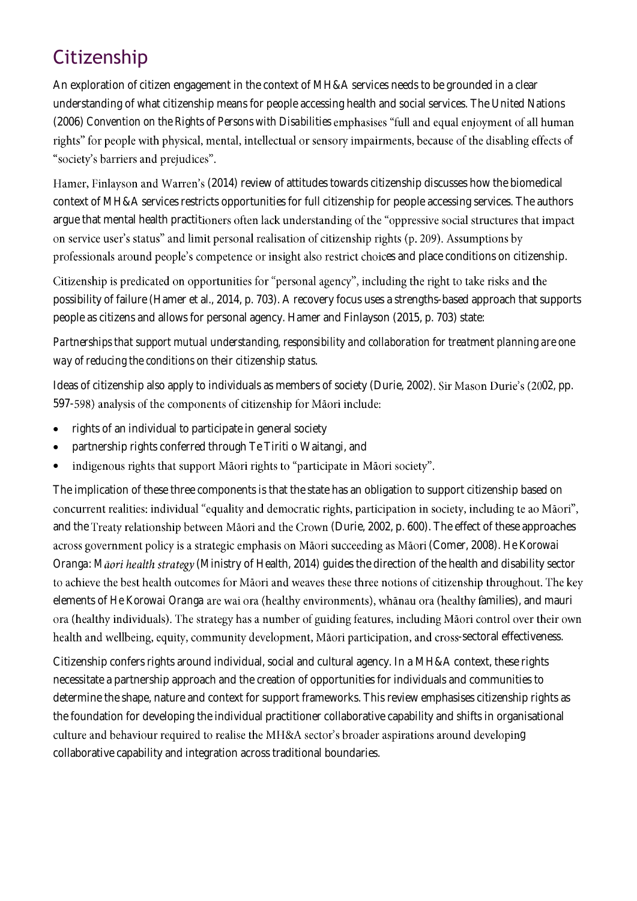## Citizenship

An exploration of citizen engagement in the context of MH&A services needs to be grounded in a clear understanding of what citizenship means for people accessing health and social services. The United Nations (2006) *Convention on the Rights of Persons with Disabilities* emphasises "full and equal enjoyment of all human rights" for people with physical, mental, intellectual or sensory impairments, because of the disabling effects of "society's barriers and prejudices".

Hamer, Finlayson and Warren's (2014) review of attitudes towards citizenship discusses how the biomedical context of MH&A services restricts opportunities for full citizenship for people accessing services. The authors argue that mental health practitioners often lack understanding of the "oppressive social structures that impact on service user's status" and limit personal realisation of citizenship rights (p. 209). Assumptions by professionals around people's competence or insight also restrict choices and place conditions on citizenship.

Citizenship is predicated on opportunities for "personal agency", including the right to take risks and the possibility of failure (Hamer et al., 2014, p. 703). A recovery focus uses a strengths-based approach that supports people as citizens and allows for personal agency. Hamer and Finlayson (2015, p. 703) state:

*Partnerships that support mutual understanding, responsibility and collaboration for treatment planning are one way of reducing the conditions on their citizenship status.*

Ideas of citizenship also apply to individuals as members of society (Durie, 2002). Sir Mason Durie's (2002, pp. 597-598) analysis of the components of citizenship for Māori include:

- rights of an individual to participate in general society
- partnership rights conferred through Te Tiriti o Waitangi, and
- indigenous rights that support Māori rights to "participate in Māori society".

The implication of these three components is that the state has an obligation to support citizenship based on concurrent realities: individual "equality and democratic rights, participation in society, including te ao Māori", and the Treaty relationship between Māori and the Crown (Durie, 2002, p. 600). The effect of these approaches across government policy is a strategic emphasis on Māori succeeding as Māori (Comer, 2008). *He Korowai Oranga: Māori health strategy* (Ministry of Health, 2014) guides the direction of the health and disability sector to achieve the best health outcomes for Māori and weaves these three notions of citizenship throughout. The key elements of *He Korowai Oranga* are wai ora (healthy environments), whānau ora (healthy families), and mauri ora (healthy individuals). The strategy has a number of guiding features, including Māori control over their own health and wellbeing, equity, community development, Māori participation, and cross-sectoral effectiveness.

Citizenship confers rights around individual, social and cultural agency. In a MH&A context, these rights necessitate a partnership approach and the creation of opportunities for individuals and communities to determine the shape, nature and context for support frameworks. This review emphasises citizenship rights as the foundation for developing the individual practitioner collaborative capability and shifts in organisational culture and behaviour required to realise the MH&A sector's broader aspirations around developing collaborative capability and integration across traditional boundaries.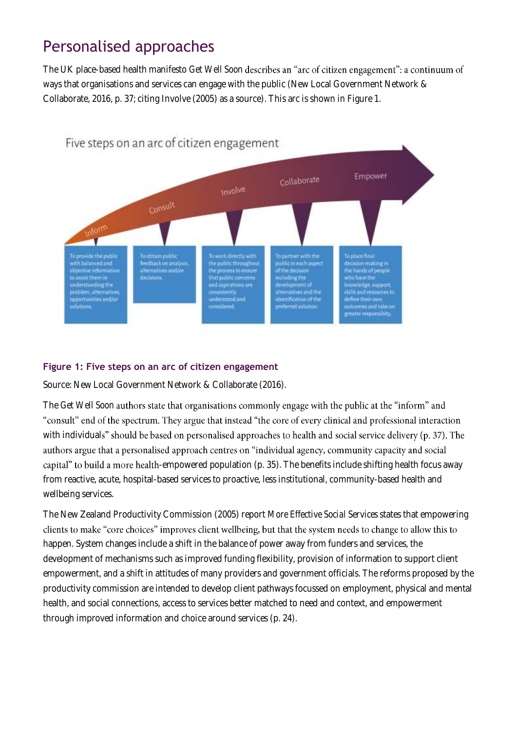## Personalised approaches

The UK place-based health manifesto *Get Well Soon* describes an "arc of citizen engagement": a continuum of ways that organisations and services can engage with the public (New Local Government Network & Collaborate, 2016, p. 37; citing Involve (2005) as a source). This arc is shown in Figure 1.

Five steps on an arc of citizen engagement

| Inform | Consult | Involve | Collaborate | Empower |
|---|---|---|---|---|
| To provide the public with balanced and objective information to assist them in understanding the problem, alternatives, opportunities and/or solutions. | To obtain public feedback on analysis, alternatives and/or decisions. | To work directly with the public throughout the process to ensure that public concerns and aspirations are consistently understood and considered. | To partner with the public in each aspect of the decision including the development of alternatives and the identification of the preferred solution. | To place final decision-making in the hands of people who have the knowledge, support, skills and resources to define their own outcomes and take on greater responsibility. |

**Figure 1: Five steps on an arc of citizen engagement**

Source: New Local Government Network & Collaborate (2016).

The *Get Well Soon* authors state that organisations commonly engage with the public at the "inform" and "consult" end of the spectrum. They argue that instead "the core of every clinical and professional interaction with individuals" should be based on personalised approaches to health and social service delivery (p. 37). The authors argue that a personalised approach centres on "individual agency, community capacity and social capital" to build a more health-empowered population (p. 35). The benefits include shifting health focus away from reactive, acute, hospital-based services to proactive, less institutional, community-based health and wellbeing services.

The New Zealand Productivity Commission (2005) report *More Effective Social Services* states that empowering clients to make "core choices" improves client wellbeing, but that the system needs to change to allow this to happen. System changes include a shift in the balance of power away from funders and services, the development of mechanisms such as improved funding flexibility, provision of information to support client empowerment, and a shift in attitudes of many providers and government officials. The reforms proposed by the productivity commission are intended to develop client pathways focussed on employment, physical and mental health, and social connections, access to services better matched to need and context, and empowerment through improved information and choice around services (p. 24).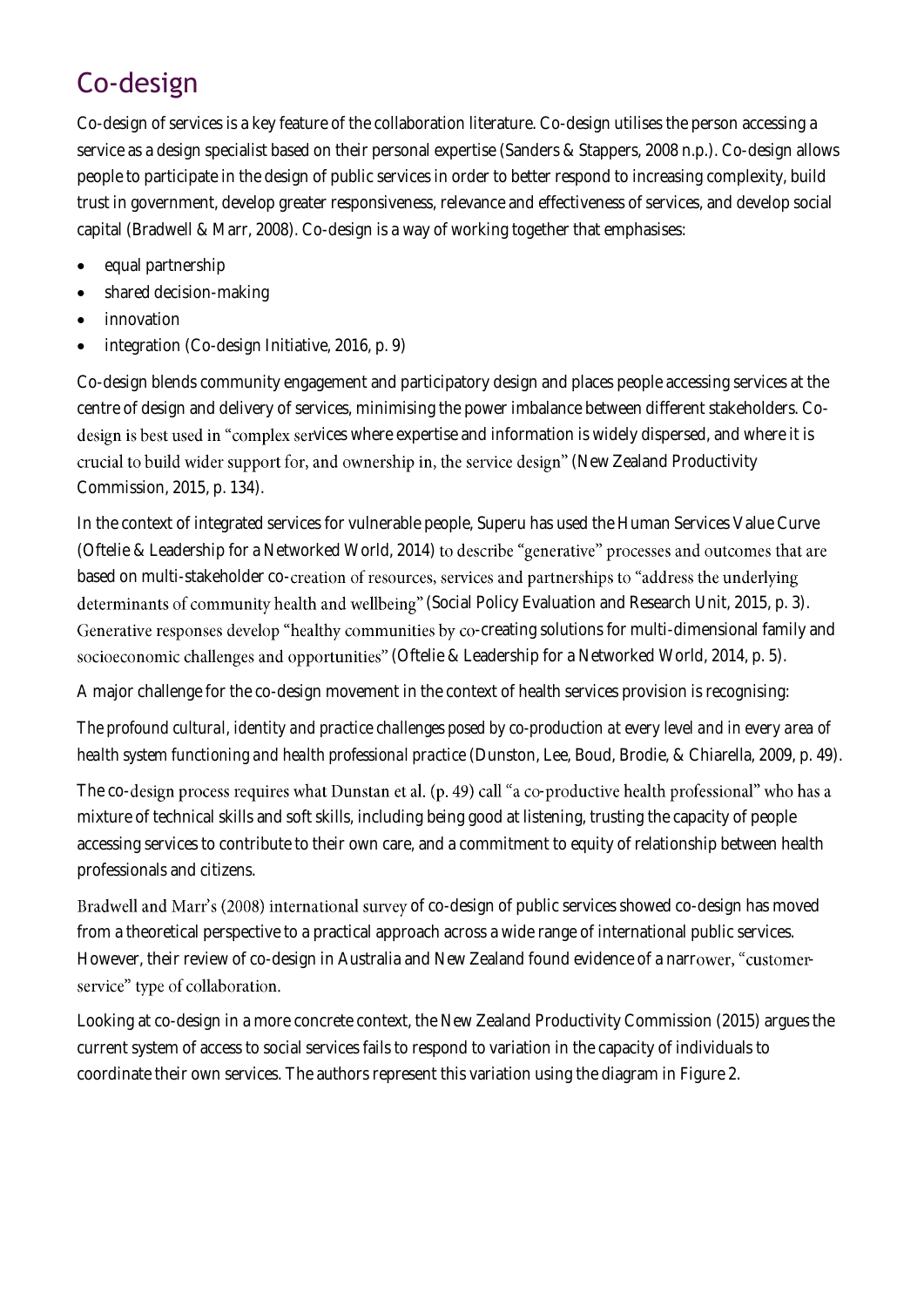## Co-design

Co-design of services is a key feature of the collaboration literature. Co-design utilises the person accessing a service as a design specialist based on their personal expertise (Sanders & Stappers, 2008 n.p.). Co-design allows people to participate in the design of public services in order to better respond to increasing complexity, build trust in government, develop greater responsiveness, relevance and effectiveness of services, and develop social capital (Bradwell & Marr, 2008). Co-design is a way of working together that emphasises:

- equal partnership
- shared decision-making
- innovation
- integration (Co-design Initiative, 2016, p. 9)

Co-design blends community engagement and participatory design and places people accessing services at the centre of design and delivery of services, minimising the power imbalance between different stakeholders. Co-design is best used in "complex services where expertise and information is widely dispersed, and where it is crucial to build wider support for, and ownership in, the service design" (New Zealand Productivity Commission, 2015, p. 134).

In the context of integrated services for vulnerable people, Superu has used the Human Services Value Curve (Oftelie & Leadership for a Networked World, 2014) to describe "generative" processes and outcomes that are based on multi-stakeholder co-creation of resources, services and partnerships to "address the underlying determinants of community health and wellbeing" (Social Policy Evaluation and Research Unit, 2015, p. 3). Generative responses develop "healthy communities by co-creating solutions for multi-dimensional family and socioeconomic challenges and opportunities" (Oftelie & Leadership for a Networked World, 2014, p. 5).

A major challenge for the co-design movement in the context of health services provision is recognising:

*The profound cultural, identity and practice challenges posed by co-production at every level and in every area of health system functioning and health professional practice* (Dunston, Lee, Boud, Brodie, & Chiarella, 2009, p. 49).

The co-design process requires what Dunstan et al. (p. 49) call "a co-productive health professional" who has a mixture of technical skills and soft skills, including being good at listening, trusting the capacity of people accessing services to contribute to their own care, and a commitment to equity of relationship between health professionals and citizens.

Bradwell and Marr's (2008) international survey of co-design of public services showed co-design has moved from a theoretical perspective to a practical approach across a wide range of international public services. However, their review of co-design in Australia and New Zealand found evidence of a narrower, "customer-service" type of collaboration.

Looking at co-design in a more concrete context, the New Zealand Productivity Commission (2015) argues the current system of access to social services fails to respond to variation in the capacity of individuals to coordinate their own services. The authors represent this variation using the diagram in Figure 2.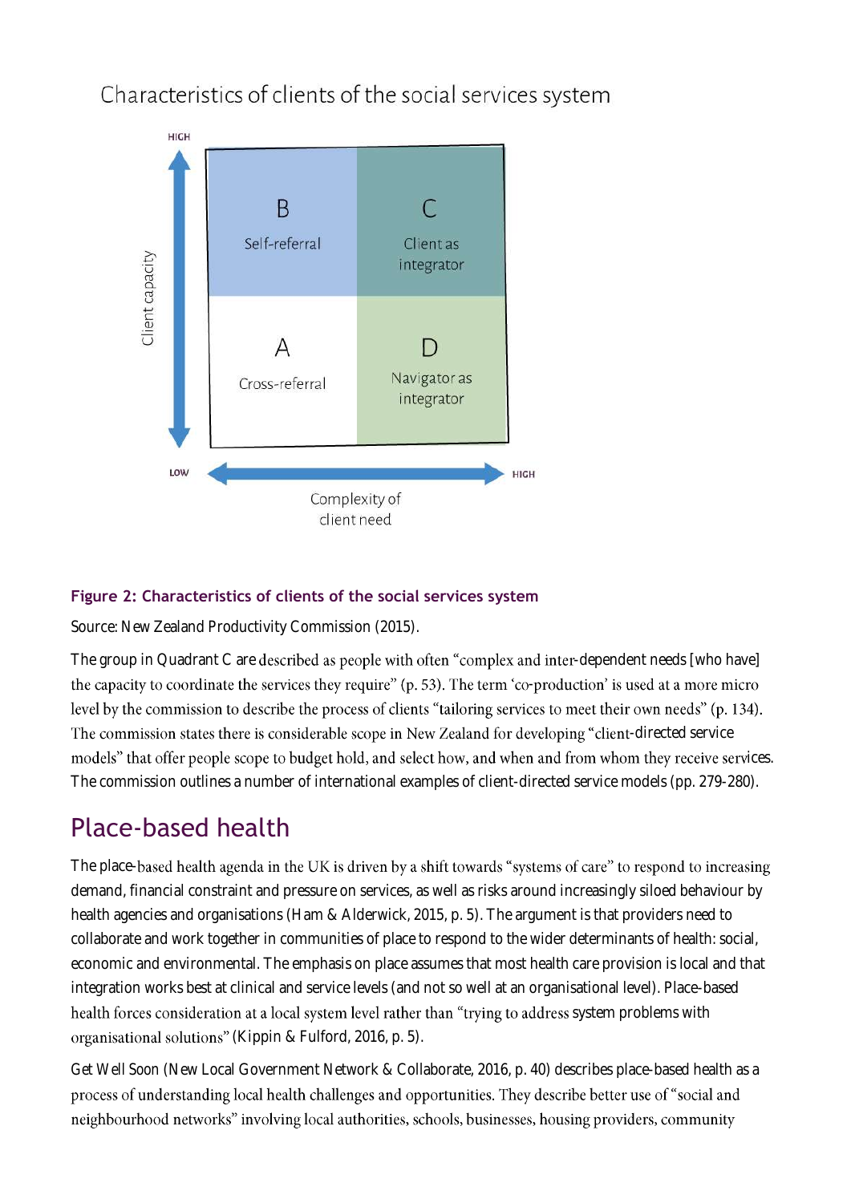Characteristics of clients of the social services system

| | Low complexity of client need | High complexity of client need |
|---|---|---|
| **High client capacity** | B<br>Self-referral | C<br>Client as integrator |
| **Low client capacity** | A<br>Cross-referral | D<br>Navigator as integrator |

**Figure 2: Characteristics of clients of the social services system**

Source: New Zealand Productivity Commission (2015).

The group in Quadrant C are described as people with often "complex and inter-dependent needs [who have] the capacity to coordinate the services they require" (p. 53). The term 'co-production' is used at a more micro level by the commission to describe the process of clients "tailoring services to meet their own needs" (p. 134). The commission states there is considerable scope in New Zealand for developing "client-directed service models" that offer people scope to budget hold, and select how, and when and from whom they receive services. The commission outlines a number of international examples of client-directed service models (pp. 279-280).

## Place-based health

The place-based health agenda in the UK is driven by a shift towards "systems of care" to respond to increasing demand, financial constraint and pressure on services, as well as risks around increasingly siloed behaviour by health agencies and organisations (Ham & Alderwick, 2015, p. 5). The argument is that providers need to collaborate and work together in communities of place to respond to the wider determinants of health: social, economic and environmental. The emphasis on place assumes that most health care provision is local and that integration works best at clinical and service levels (and not so well at an organisational level). Place-based health forces consideration at a local system level rather than "trying to address system problems with organisational solutions" (Kippin & Fulford, 2016, p. 5).

Get Well Soon (New Local Government Network & Collaborate, 2016, p. 40) describes place-based health as a process of understanding local health challenges and opportunities. They describe better use of "social and neighbourhood networks" involving local authorities, schools, businesses, housing providers, community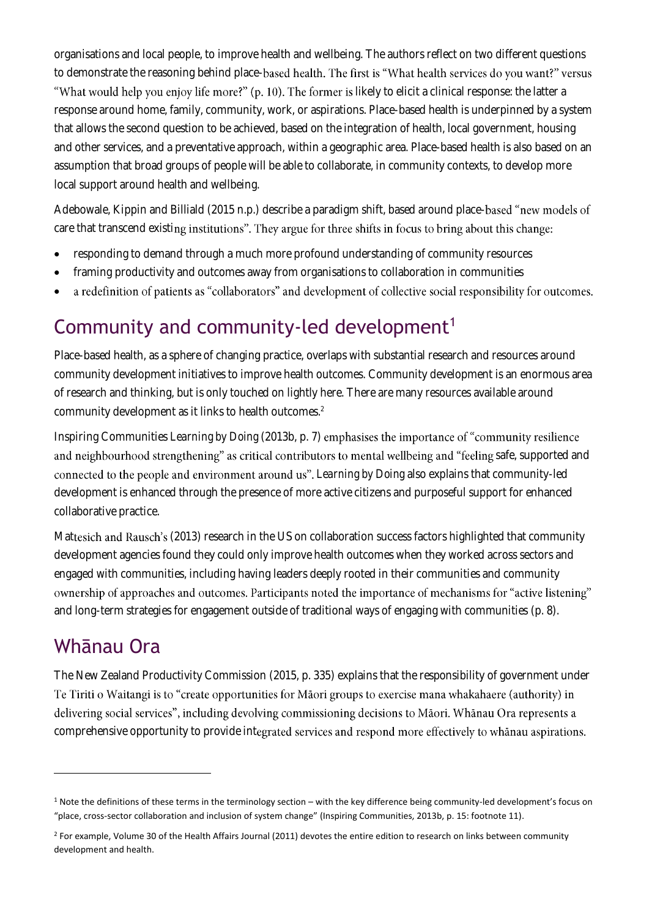organisations and local people, to improve health and wellbeing. The authors reflect on two different questions to demonstrate the reasoning behind place-based health. The first is "What health services do you want?" versus "What would help you enjoy life more?" (p. 10). The former is likely to elicit a clinical response: the latter a response around home, family, community, work, or aspirations. Place-based health is underpinned by a system that allows the second question to be achieved, based on the integration of health, local government, housing and other services, and a preventative approach, within a geographic area. Place-based health is also based on an assumption that broad groups of people will be able to collaborate, in community contexts, to develop more local support around health and wellbeing.

Adebowale, Kippin and Billiald (2015 n.p.) describe a paradigm shift, based around place-based "new models of care that transcend existing institutions". They argue for three shifts in focus to bring about this change:

- responding to demand through a much more profound understanding of community resources
- framing productivity and outcomes away from organisations to collaboration in communities
- a redefinition of patients as "collaborators" and development of collective social responsibility for outcomes.

## Community and community-led development[1]

Place-based health, as a sphere of changing practice, overlaps with substantial research and resources around community development initiatives to improve health outcomes. Community development is an enormous area of research and thinking, but is only touched on lightly here. There are many resources available around community development as it links to health outcomes.[2]

Inspiring Communities *Learning by Doing* (2013b, p. 7) emphasises the importance of "community resilience and neighbourhood strengthening" as critical contributors to mental wellbeing and "feeling safe, supported and connected to the people and environment around us". *Learning by Doing* also explains that community-led development is enhanced through the presence of more active citizens and purposeful support for enhanced collaborative practice.

Mattesich and Rausch's (2013) research in the US on collaboration success factors highlighted that community development agencies found they could only improve health outcomes when they worked across sectors and engaged with communities, including having leaders deeply rooted in their communities and community ownership of approaches and outcomes. Participants noted the importance of mechanisms for "active listening" and long-term strategies for engagement outside of traditional ways of engaging with communities (p. 8).

## Whānau Ora

The New Zealand Productivity Commission (2015, p. 335) explains that the responsibility of government under Te Tiriti o Waitangi is to "create opportunities for Māori groups to exercise mana whakahaere (authority) in delivering social services", including devolving commissioning decisions to Māori. Whānau Ora represents a comprehensive opportunity to provide integrated services and respond more effectively to whānau aspirations.

---

[1] Note the definitions of these terms in the terminology section – with the key difference being community-led development's focus on "place, cross-sector collaboration and inclusion of system change" (Inspiring Communities, 2013b, p. 15: footnote 11).

[2] For example, Volume 30 of the Health Affairs Journal (2011) devotes the entire edition to research on links between community development and health.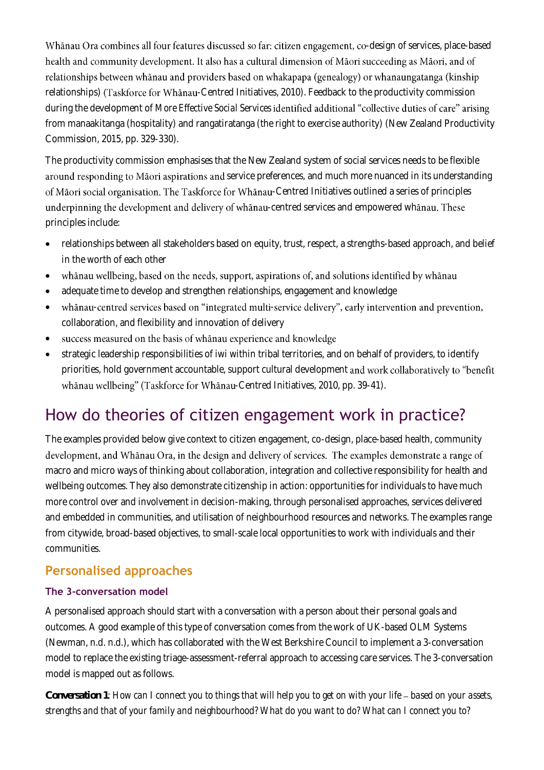Whānau Ora combines all four features discussed so far: citizen engagement, co-design of services, place-based health and community development. It also has a cultural dimension of Māori succeeding as Māori, and of relationships between whānau and providers based on whakapapa (genealogy) or whanaungatanga (kinship relationships) (Taskforce for Whānau-Centred Initiatives, 2010). Feedback to the productivity commission during the development of *More Effective Social Services* identified additional "collective duties of care" arising from manaakitanga (hospitality) and rangatiratanga (the right to exercise authority) (New Zealand Productivity Commission, 2015, pp. 329-330).

The productivity commission emphasises that the New Zealand system of social services needs to be flexible around responding to Māori aspirations and service preferences, and much more nuanced in its understanding of Māori social organisation. The Taskforce for Whānau-Centred Initiatives outlined a series of principles underpinning the development and delivery of whānau-centred services and empowered whānau. These principles include:

- relationships between all stakeholders based on equity, trust, respect, a strengths-based approach, and belief in the worth of each other
- whānau wellbeing, based on the needs, support, aspirations of, and solutions identified by whānau
- adequate time to develop and strengthen relationships, engagement and knowledge
- whānau-centred services based on "integrated multi-service delivery", early intervention and prevention, collaboration, and flexibility and innovation of delivery
- success measured on the basis of whānau experience and knowledge
- strategic leadership responsibilities of iwi within tribal territories, and on behalf of providers, to identify priorities, hold government accountable, support cultural development and work collaboratively to "benefit whānau wellbeing" (Taskforce for Whānau-Centred Initiatives, 2010, pp. 39-41).

# How do theories of citizen engagement work in practice?

The examples provided below give context to citizen engagement, co-design, place-based health, community development, and Whānau Ora, in the design and delivery of services. The examples demonstrate a range of macro and micro ways of thinking about collaboration, integration and collective responsibility for health and wellbeing outcomes. They also demonstrate citizenship in action: opportunities for individuals to have much more control over and involvement in decision-making, through personalised approaches, services delivered and embedded in communities, and utilisation of neighbourhood resources and networks. The examples range from citywide, broad-based objectives, to small-scale local opportunities to work with individuals and their communities.

## Personalised approaches

### The 3-conversation model

A personalised approach should start with a conversation with a person about their personal goals and outcomes. A good example of this type of conversation comes from the work of UK-based OLM Systems (Newman, n.d. n.d.), which has collaborated with the West Berkshire Council to implement a 3-conversation model to replace the existing triage-assessment-referral approach to accessing care services. The 3-conversation model is mapped out as follows.

***Conversation 1****: How can I connect you to things that will help you to get on with your life – based on your assets, strengths and that of your family and neighbourhood? What do you want to do? What can I connect you to?*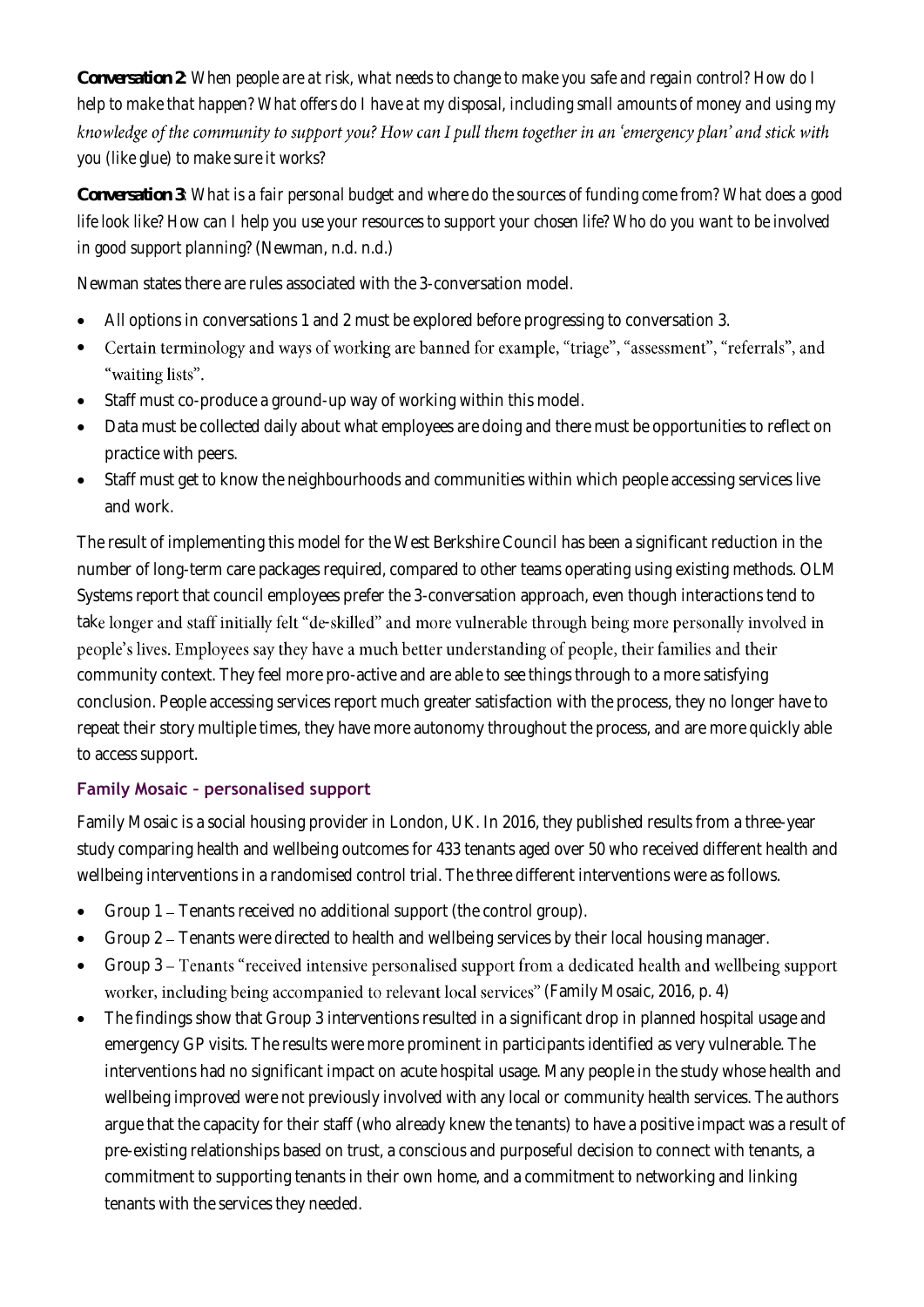**Conversation 2**: *When people are at risk, what needs to change to make you safe and regain control? How do I help to make that happen? What offers do I have at my disposal, including small amounts of money and using my knowledge of the community to support you? How can I pull them together in an 'emergency plan' and stick with you (like glue) to make sure it works?*

**Conversation 3**: *What is a fair personal budget and where do the sources of funding come from? What does a good life look like? How can I help you use your resources to support your chosen life? Who do you want to be involved in good support planning?* (Newman, n.d. n.d.)

Newman states there are rules associated with the 3-conversation model.

- All options in conversations 1 and 2 must be explored before progressing to conversation 3.
- Certain terminology and ways of working are banned for example, "triage", "assessment", "referrals", and "waiting lists".
- Staff must co-produce a ground-up way of working within this model.
- Data must be collected daily about what employees are doing and there must be opportunities to reflect on practice with peers.
- Staff must get to know the neighbourhoods and communities within which people accessing services live and work.

The result of implementing this model for the West Berkshire Council has been a significant reduction in the number of long-term care packages required, compared to other teams operating using existing methods. OLM Systems report that council employees prefer the 3-conversation approach, even though interactions tend to take longer and staff initially felt "de-skilled" and more vulnerable through being more personally involved in people's lives. Employees say they have a much better understanding of people, their families and their community context. They feel more pro-active and are able to see things through to a more satisfying conclusion. People accessing services report much greater satisfaction with the process, they no longer have to repeat their story multiple times, they have more autonomy throughout the process, and are more quickly able to access support.

### Family Mosaic – personalised support

Family Mosaic is a social housing provider in London, UK. In 2016, they published results from a three-year study comparing health and wellbeing outcomes for 433 tenants aged over 50 who received different health and wellbeing interventions in a randomised control trial. The three different interventions were as follows.

- Group 1 – Tenants received no additional support (the control group).
- Group 2 – Tenants were directed to health and wellbeing services by their local housing manager.
- Group 3 – Tenants "received intensive personalised support from a dedicated health and wellbeing support worker, including being accompanied to relevant local services" (Family Mosaic, 2016, p. 4)
- The findings show that Group 3 interventions resulted in a significant drop in planned hospital usage and emergency GP visits. The results were more prominent in participants identified as very vulnerable. The interventions had no significant impact on acute hospital usage. Many people in the study whose health and wellbeing improved were not previously involved with any local or community health services. The authors argue that the capacity for their staff (who already knew the tenants) to have a positive impact was a result of pre-existing relationships based on trust, a conscious and purposeful decision to connect with tenants, a commitment to supporting tenants in their own home, and a commitment to networking and linking tenants with the services they needed.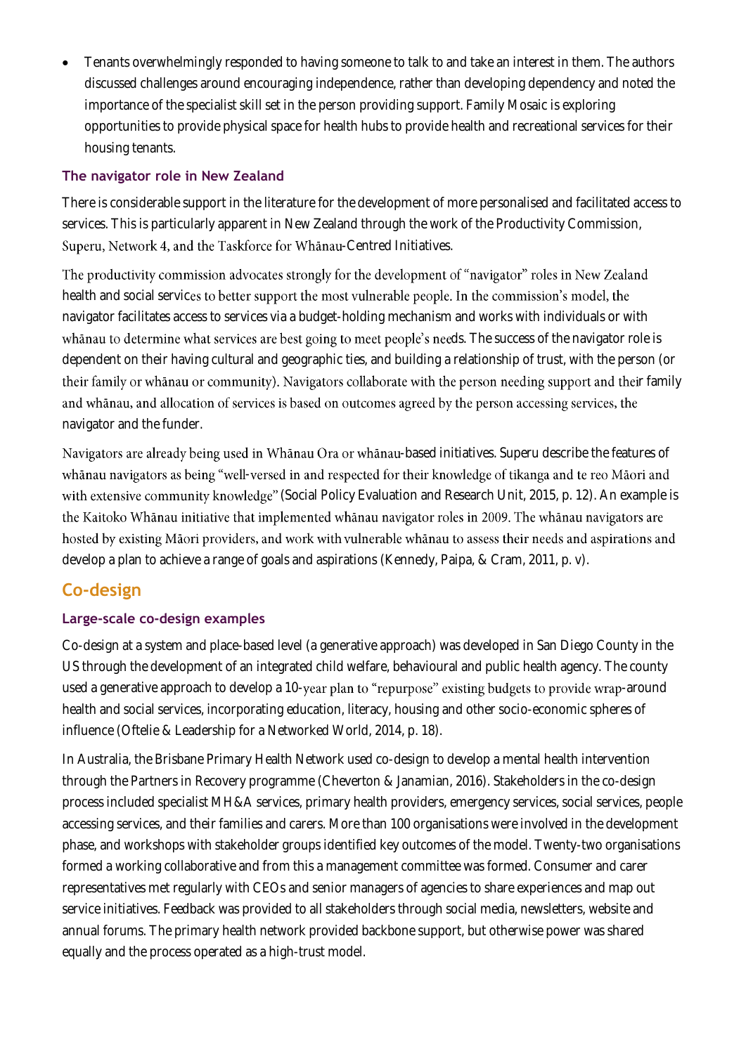- Tenants overwhelmingly responded to having someone to talk to and take an interest in them. The authors discussed challenges around encouraging independence, rather than developing dependency and noted the importance of the specialist skill set in the person providing support. Family Mosaic is exploring opportunities to provide physical space for health hubs to provide health and recreational services for their housing tenants.

### The navigator role in New Zealand

There is considerable support in the literature for the development of more personalised and facilitated access to services. This is particularly apparent in New Zealand through the work of the Productivity Commission, Superu, Network 4, and the Taskforce for Whānau-Centred Initiatives.

The productivity commission advocates strongly for the development of "navigator" roles in New Zealand health and social services to better support the most vulnerable people. In the commission's model, the navigator facilitates access to services via a budget-holding mechanism and works with individuals or with whānau to determine what services are best going to meet people's needs. The success of the navigator role is dependent on their having cultural and geographic ties, and building a relationship of trust, with the person (or their family or whānau or community). Navigators collaborate with the person needing support and their family and whānau, and allocation of services is based on outcomes agreed by the person accessing services, the navigator and the funder.

Navigators are already being used in Whānau Ora or whānau-based initiatives. Superu describe the features of whānau navigators as being "well-versed in and respected for their knowledge of tikanga and te reo Māori and with extensive community knowledge" (Social Policy Evaluation and Research Unit, 2015, p. 12). An example is the Kaitoko Whānau initiative that implemented whānau navigator roles in 2009. The whānau navigators are hosted by existing Māori providers, and work with vulnerable whānau to assess their needs and aspirations and develop a plan to achieve a range of goals and aspirations (Kennedy, Paipa, & Cram, 2011, p. v).

## Co-design

### Large-scale co-design examples

Co-design at a system and place-based level (a generative approach) was developed in San Diego County in the US through the development of an integrated child welfare, behavioural and public health agency. The county used a generative approach to develop a 10-year plan to "repurpose" existing budgets to provide wrap-around health and social services, incorporating education, literacy, housing and other socio-economic spheres of influence (Oftelie & Leadership for a Networked World, 2014, p. 18).

In Australia, the Brisbane Primary Health Network used co-design to develop a mental health intervention through the Partners in Recovery programme (Cheverton & Janamian, 2016). Stakeholders in the co-design process included specialist MH&A services, primary health providers, emergency services, social services, people accessing services, and their families and carers. More than 100 organisations were involved in the development phase, and workshops with stakeholder groups identified key outcomes of the model. Twenty-two organisations formed a working collaborative and from this a management committee was formed. Consumer and carer representatives met regularly with CEOs and senior managers of agencies to share experiences and map out service initiatives. Feedback was provided to all stakeholders through social media, newsletters, website and annual forums. The primary health network provided backbone support, but otherwise power was shared equally and the process operated as a high-trust model.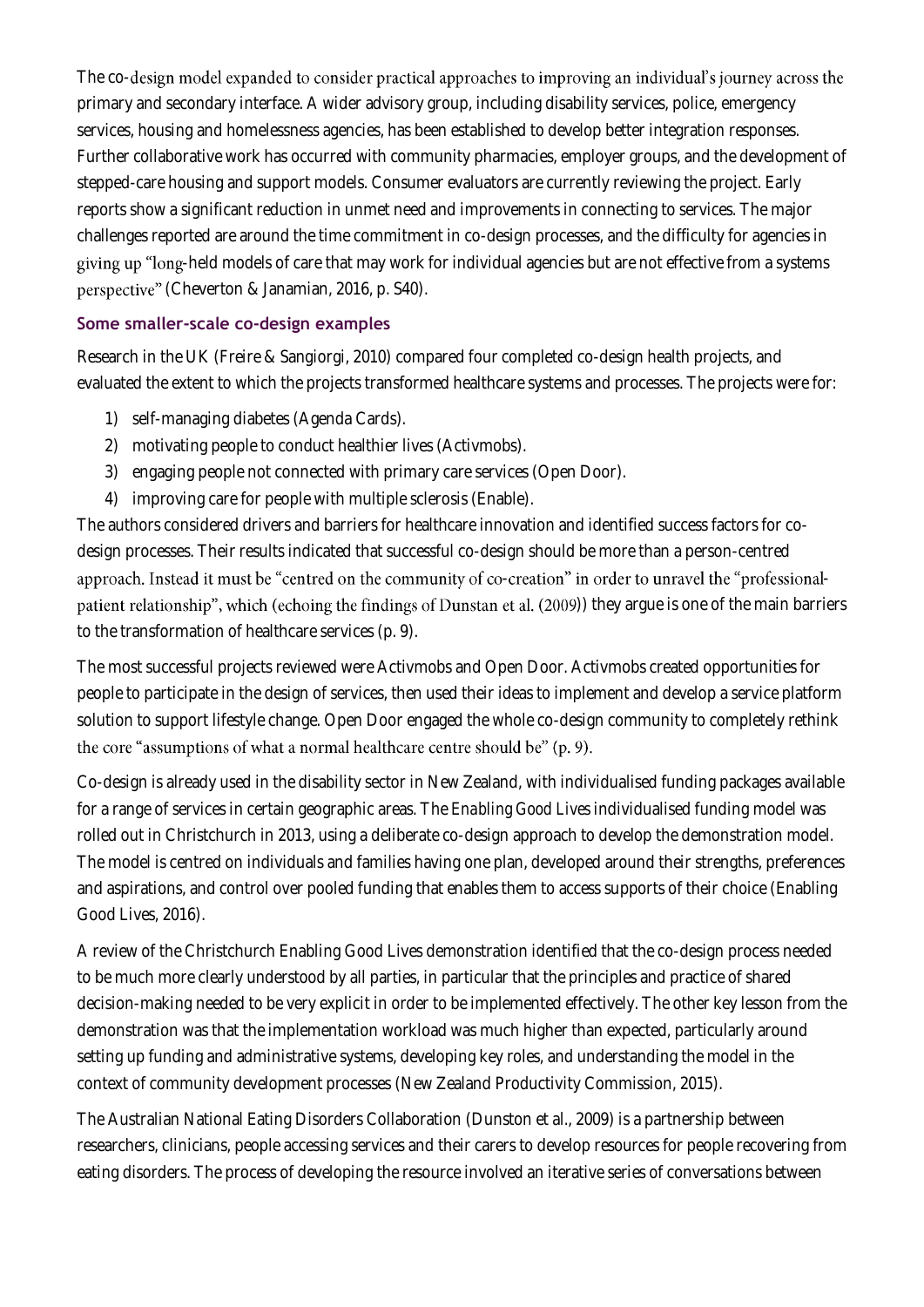The co-design model expanded to consider practical approaches to improving an individual's journey across the primary and secondary interface. A wider advisory group, including disability services, police, emergency services, housing and homelessness agencies, has been established to develop better integration responses. Further collaborative work has occurred with community pharmacies, employer groups, and the development of stepped-care housing and support models. Consumer evaluators are currently reviewing the project. Early reports show a significant reduction in unmet need and improvements in connecting to services. The major challenges reported are around the time commitment in co-design processes, and the difficulty for agencies in giving up "long-held models of care that may work for individual agencies but are not effective from a systems perspective" (Cheverton & Janamian, 2016, p. S40).

### Some smaller-scale co-design examples

Research in the UK (Freire & Sangiorgi, 2010) compared four completed co-design health projects, and evaluated the extent to which the projects transformed healthcare systems and processes. The projects were for:

1) self-managing diabetes (Agenda Cards).
2) motivating people to conduct healthier lives (Activmobs).
3) engaging people not connected with primary care services (Open Door).
4) improving care for people with multiple sclerosis (Enable).

The authors considered drivers and barriers for healthcare innovation and identified success factors for co-design processes. Their results indicated that successful co-design should be more than a person-centred approach. Instead it must be "centred on the community of co-creation" in order to unravel the "professional-patient relationship", which (echoing the findings of Dunstan et al. (2009)) they argue is one of the main barriers to the transformation of healthcare services (p. 9).

The most successful projects reviewed were Activmobs and Open Door. Activmobs created opportunities for people to participate in the design of services, then used their ideas to implement and develop a service platform solution to support lifestyle change. Open Door engaged the whole co-design community to completely rethink the core "assumptions of what a normal healthcare centre should be" (p. 9).

Co-design is already used in the disability sector in New Zealand, with individualised funding packages available for a range of services in certain geographic areas. The *Enabling Good Lives* individualised funding model was rolled out in Christchurch in 2013, using a deliberate co-design approach to develop the demonstration model. The model is centred on individuals and families having one plan, developed around their strengths, preferences and aspirations, and control over pooled funding that enables them to access supports of their choice (Enabling Good Lives, 2016).

A review of the Christchurch Enabling Good Lives demonstration identified that the co-design process needed to be much more clearly understood by all parties, in particular that the principles and practice of shared decision-making needed to be very explicit in order to be implemented effectively. The other key lesson from the demonstration was that the implementation workload was much higher than expected, particularly around setting up funding and administrative systems, developing key roles, and understanding the model in the context of community development processes (New Zealand Productivity Commission, 2015).

The Australian National Eating Disorders Collaboration (Dunston et al., 2009) is a partnership between researchers, clinicians, people accessing services and their carers to develop resources for people recovering from eating disorders. The process of developing the resource involved an iterative series of conversations between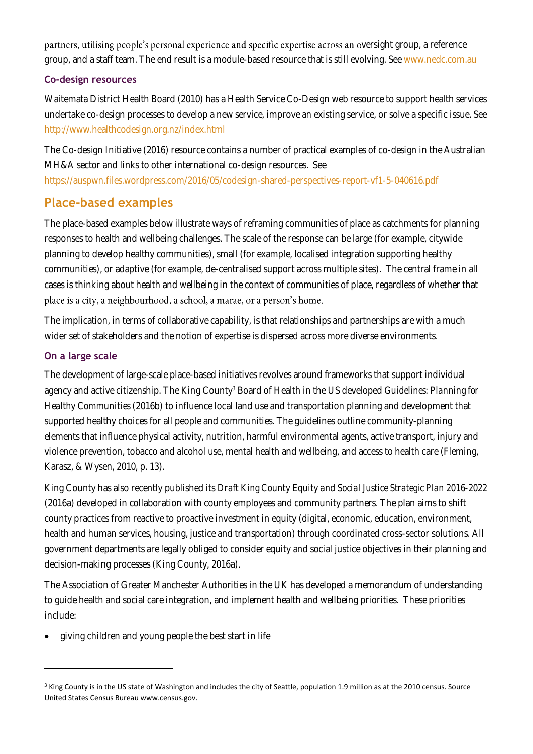partners, utilising people's personal experience and specific expertise across an oversight group, a reference group, and a staff team. The end result is a module-based resource that is still evolving. See [www.nedc.com.au](www.nedc.com.au)

### Co-design resources

Waitemata District Health Board (2010) has a Health Service Co-Design web resource to support health services undertake co-design processes to develop a new service, improve an existing service, or solve a specific issue. See [http://www.healthcodesign.org.nz/index.html](http://www.healthcodesign.org.nz/index.html)

The Co-design Initiative (2016) resource contains a number of practical examples of co-design in the Australian MH&A sector and links to other international co-design resources. See [https://auspwn.files.wordpress.com/2016/05/codesign-shared-perspectives-report-vf1-5-040616.pdf](https://auspwn.files.wordpress.com/2016/05/codesign-shared-perspectives-report-vf1-5-040616.pdf)

## Place-based examples

The place-based examples below illustrate ways of reframing communities of place as catchments for planning responses to health and wellbeing challenges. The scale of the response can be large (for example, citywide planning to develop healthy communities), small (for example, localised integration supporting healthy communities), or adaptive (for example, de-centralised support across multiple sites). The central frame in all cases is thinking about health and wellbeing in the context of communities of place, regardless of whether that place is a city, a neighbourhood, a school, a marae, or a person's home.

The implication, in terms of collaborative capability, is that relationships and partnerships are with a much wider set of stakeholders and the notion of expertise is dispersed across more diverse environments.

### On a large scale

The development of large-scale place-based initiatives revolves around frameworks that support individual agency and active citizenship. The King County[3] Board of Health in the US developed *Guidelines: Planning for Healthy Communities* (2016b) to influence local land use and transportation planning and development that supported healthy choices for all people and communities. The guidelines outline community-planning elements that influence physical activity, nutrition, harmful environmental agents, active transport, injury and violence prevention, tobacco and alcohol use, mental health and wellbeing, and access to health care (Fleming, Karasz, & Wysen, 2010, p. 13).

King County has also recently published its *Draft King County Equity and Social Justice Strategic Plan 2016-2022* (2016a) developed in collaboration with county employees and community partners. The plan aims to shift county practices from reactive to proactive investment in equity (digital, economic, education, environment, health and human services, housing, justice and transportation) through coordinated cross-sector solutions. All government departments are legally obliged to consider equity and social justice objectives in their planning and decision-making processes (King County, 2016a).

The Association of Greater Manchester Authorities in the UK has developed a memorandum of understanding to guide health and social care integration, and implement health and wellbeing priorities. These priorities include:

- giving children and young people the best start in life

---

[3] King County is in the US state of Washington and includes the city of Seattle, population 1.9 million as at the 2010 census. Source United States Census Bureau www.census.gov.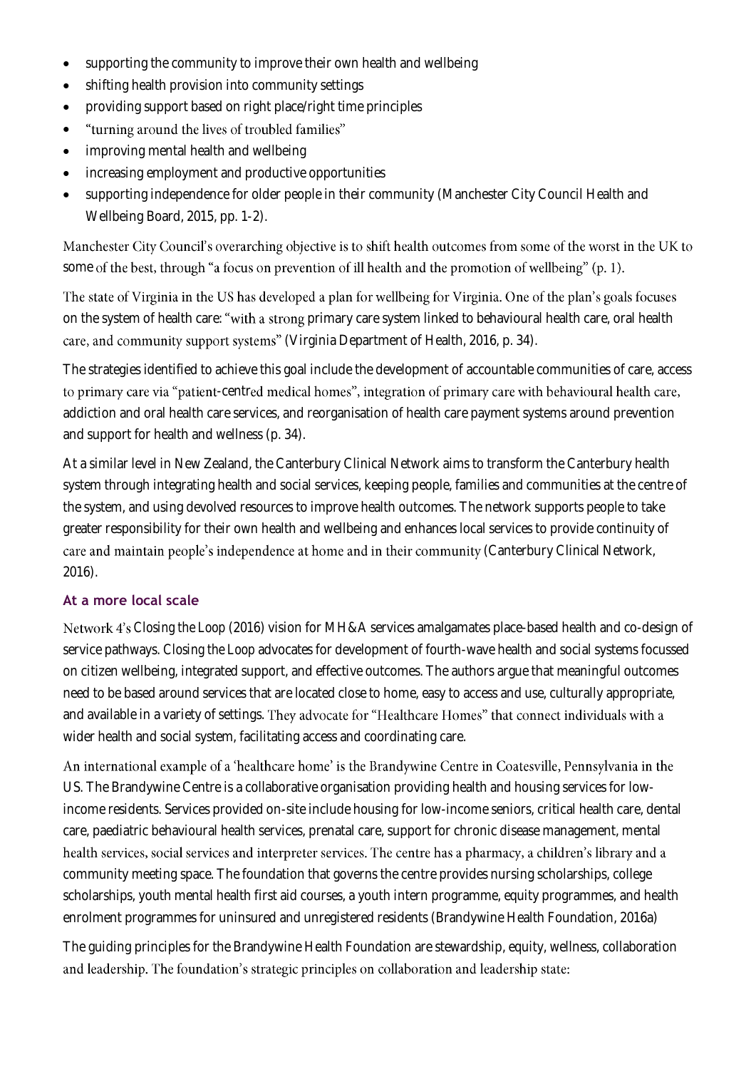- supporting the community to improve their own health and wellbeing
- shifting health provision into community settings
- providing support based on right place/right time principles
- "turning around the lives of troubled families"
- improving mental health and wellbeing
- increasing employment and productive opportunities
- supporting independence for older people in their community (Manchester City Council Health and Wellbeing Board, 2015, pp. 1-2).

Manchester City Council's overarching objective is to shift health outcomes from some of the worst in the UK to some of the best, through "a focus on prevention of ill health and the promotion of wellbeing" (p. 1).

The state of Virginia in the US has developed a plan for wellbeing for Virginia. One of the plan's goals focuses on the system of health care: "with a strong primary care system linked to behavioural health care, oral health care, and community support systems" (Virginia Department of Health, 2016, p. 34).

The strategies identified to achieve this goal include the development of accountable communities of care, access to primary care via "patient-centred medical homes", integration of primary care with behavioural health care, addiction and oral health care services, and reorganisation of health care payment systems around prevention and support for health and wellness (p. 34).

At a similar level in New Zealand, the Canterbury Clinical Network aims to transform the Canterbury health system through integrating health and social services, keeping people, families and communities at the centre of the system, and using devolved resources to improve health outcomes. The network supports people to take greater responsibility for their own health and wellbeing and enhances local services to provide continuity of care and maintain people's independence at home and in their community (Canterbury Clinical Network, 2016).

### At a more local scale

Network 4's Closing the Loop (2016) vision for MH&A services amalgamates place-based health and co-design of service pathways. Closing the Loop advocates for development of fourth-wave health and social systems focussed on citizen wellbeing, integrated support, and effective outcomes. The authors argue that meaningful outcomes need to be based around services that are located close to home, easy to access and use, culturally appropriate, and available in a variety of settings. They advocate for "Healthcare Homes" that connect individuals with a wider health and social system, facilitating access and coordinating care.

An international example of a 'healthcare home' is the Brandywine Centre in Coatesville, Pennsylvania in the US. The Brandywine Centre is a collaborative organisation providing health and housing services for low-income residents. Services provided on-site include housing for low-income seniors, critical health care, dental care, paediatric behavioural health services, prenatal care, support for chronic disease management, mental health services, social services and interpreter services. The centre has a pharmacy, a children's library and a community meeting space. The foundation that governs the centre provides nursing scholarships, college scholarships, youth mental health first aid courses, a youth intern programme, equity programmes, and health enrolment programmes for uninsured and unregistered residents (Brandywine Health Foundation, 2016a)

The guiding principles for the Brandywine Health Foundation are stewardship, equity, wellness, collaboration and leadership. The foundation's strategic principles on collaboration and leadership state: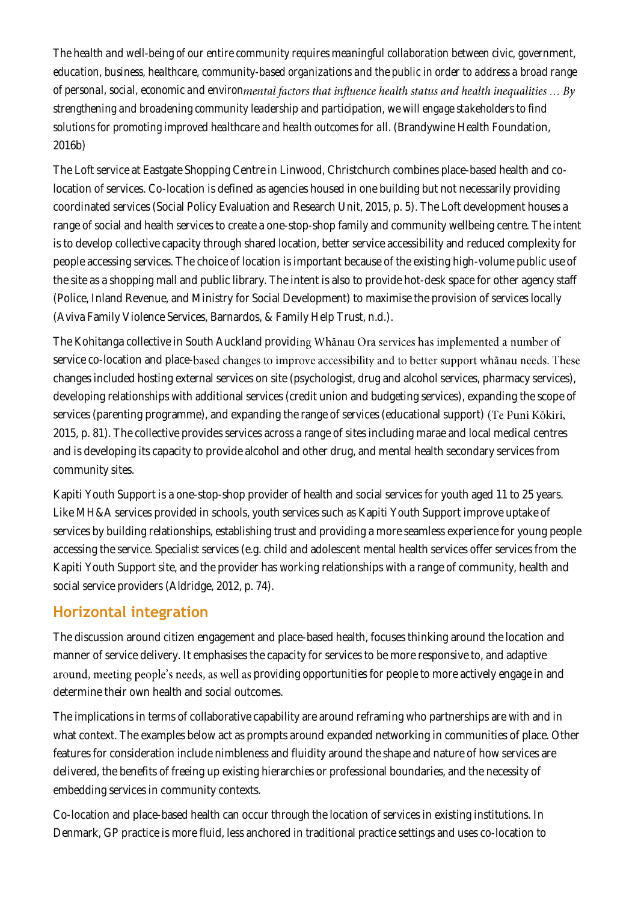*The health and well-being of our entire community requires meaningful collaboration between civic, government, education, business, healthcare, community-based organizations and the public in order to address a broad range of personal, social, economic and environmental factors that influence health status and health inequalities … By strengthening and broadening community leadership and participation, we will engage stakeholders to find solutions for promoting improved healthcare and health outcomes for all.* (Brandywine Health Foundation, 2016b)

The Loft service at Eastgate Shopping Centre in Linwood, Christchurch combines place-based health and co-location of services. Co-location is defined as agencies housed in one building but not necessarily providing coordinated services (Social Policy Evaluation and Research Unit, 2015, p. 5). The Loft development houses a range of social and health services to create a one-stop-shop family and community wellbeing centre. The intent is to develop collective capacity through shared location, better service accessibility and reduced complexity for people accessing services. The choice of location is important because of the existing high-volume public use of the site as a shopping mall and public library. The intent is also to provide hot-desk space for other agency staff (Police, Inland Revenue, and Ministry for Social Development) to maximise the provision of services locally (Aviva Family Violence Services, Barnardos, & Family Help Trust, n.d.).

The Kohitanga collective in South Auckland providing Whānau Ora services has implemented a number of service co-location and place-based changes to improve accessibility and to better support whānau needs. These changes included hosting external services on site (psychologist, drug and alcohol services, pharmacy services), developing relationships with additional services (credit union and budgeting services), expanding the scope of services (parenting programme), and expanding the range of services (educational support) (Te Puni Kōkiri, 2015, p. 81). The collective provides services across a range of sites including marae and local medical centres and is developing its capacity to provide alcohol and other drug, and mental health secondary services from community sites.

Kapiti Youth Support is a one-stop-shop provider of health and social services for youth aged 11 to 25 years. Like MH&A services provided in schools, youth services such as Kapiti Youth Support improve uptake of services by building relationships, establishing trust and providing a more seamless experience for young people accessing the service. Specialist services (e.g. child and adolescent mental health services offer services from the Kapiti Youth Support site, and the provider has working relationships with a range of community, health and social service providers (Aldridge, 2012, p. 74).

## Horizontal integration

The discussion around citizen engagement and place-based health, focuses thinking around the location and manner of service delivery. It emphasises the capacity for services to be more responsive to, and adaptive around, meeting people's needs, as well as providing opportunities for people to more actively engage in and determine their own health and social outcomes.

The implications in terms of collaborative capability are around reframing who partnerships are with and in what context. The examples below act as prompts around expanded networking in communities of place. Other features for consideration include nimbleness and fluidity around the shape and nature of how services are delivered, the benefits of freeing up existing hierarchies or professional boundaries, and the necessity of embedding services in community contexts.

Co-location and place-based health can occur through the location of services in existing institutions. In Denmark, GP practice is more fluid, less anchored in traditional practice settings and uses co-location to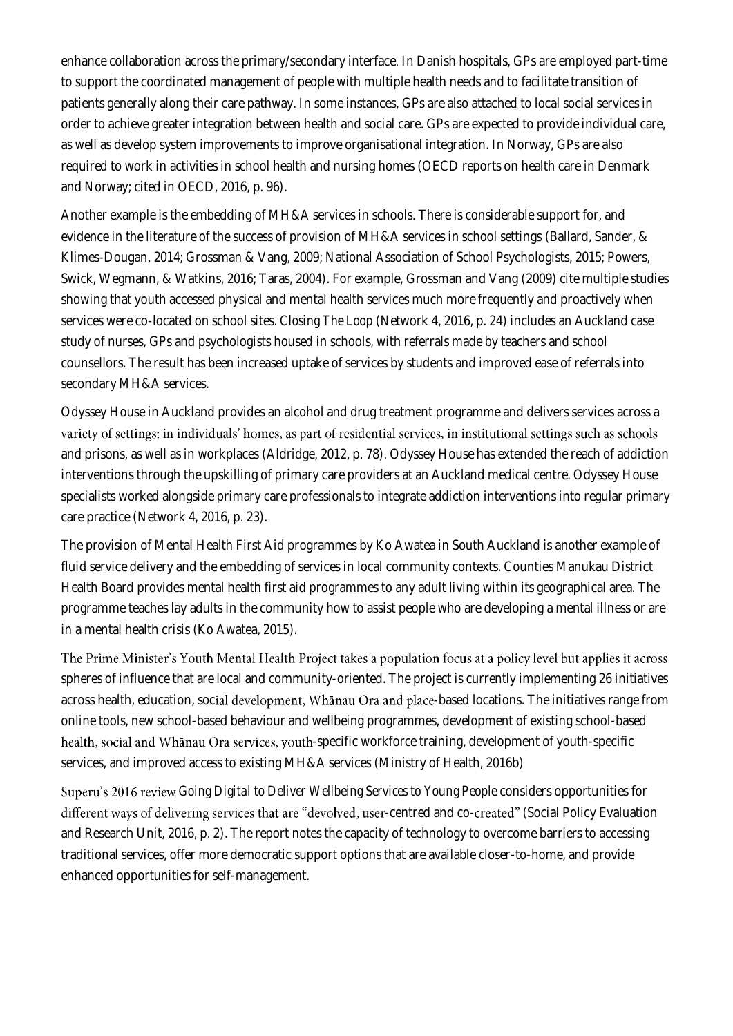enhance collaboration across the primary/secondary interface. In Danish hospitals, GPs are employed part-time to support the coordinated management of people with multiple health needs and to facilitate transition of patients generally along their care pathway. In some instances, GPs are also attached to local social services in order to achieve greater integration between health and social care. GPs are expected to provide individual care, as well as develop system improvements to improve organisational integration. In Norway, GPs are also required to work in activities in school health and nursing homes (OECD reports on health care in Denmark and Norway; cited in OECD, 2016, p. 96).

Another example is the embedding of MH&A services in schools. There is considerable support for, and evidence in the literature of the success of provision of MH&A services in school settings (Ballard, Sander, & Klimes-Dougan, 2014; Grossman & Vang, 2009; National Association of School Psychologists, 2015; Powers, Swick, Wegmann, & Watkins, 2016; Taras, 2004). For example, Grossman and Vang (2009) cite multiple studies showing that youth accessed physical and mental health services much more frequently and proactively when services were co-located on school sites. *Closing The Loop* (Network 4, 2016, p. 24) includes an Auckland case study of nurses, GPs and psychologists housed in schools, with referrals made by teachers and school counsellors. The result has been increased uptake of services by students and improved ease of referrals into secondary MH&A services.

Odyssey House in Auckland provides an alcohol and drug treatment programme and delivers services across a variety of settings: in individuals' homes, as part of residential services, in institutional settings such as schools and prisons, as well as in workplaces (Aldridge, 2012, p. 78). Odyssey House has extended the reach of addiction interventions through the upskilling of primary care providers at an Auckland medical centre. Odyssey House specialists worked alongside primary care professionals to integrate addiction interventions into regular primary care practice (Network 4, 2016, p. 23).

The provision of Mental Health First Aid programmes by Ko Awatea in South Auckland is another example of fluid service delivery and the embedding of services in local community contexts. Counties Manukau District Health Board provides mental health first aid programmes to any adult living within its geographical area. The programme teaches lay adults in the community how to assist people who are developing a mental illness or are in a mental health crisis (Ko Awatea, 2015).

The Prime Minister's Youth Mental Health Project takes a population focus at a policy level but applies it across spheres of influence that are local and community-oriented. The project is currently implementing 26 initiatives across health, education, social development, Whānau Ora and place-based locations. The initiatives range from online tools, new school-based behaviour and wellbeing programmes, development of existing school-based health, social and Whānau Ora services, youth-specific workforce training, development of youth-specific services, and improved access to existing MH&A services (Ministry of Health, 2016b)

Superu's 2016 review *Going Digital to Deliver Wellbeing Services to Young People* considers opportunities for different ways of delivering services that are "devolved, user-centred and co-created" (Social Policy Evaluation and Research Unit, 2016, p. 2). The report notes the capacity of technology to overcome barriers to accessing traditional services, offer more democratic support options that are available closer-to-home, and provide enhanced opportunities for self-management.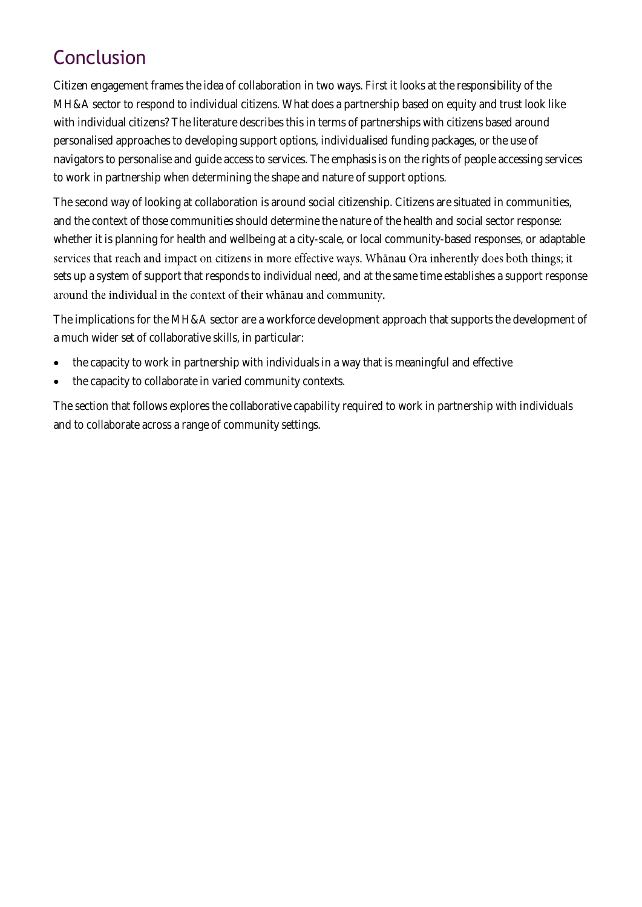## Conclusion

Citizen engagement frames the idea of collaboration in two ways. First it looks at the responsibility of the MH&A sector to respond to individual citizens. What does a partnership based on equity and trust look like with individual citizens? The literature describes this in terms of partnerships with citizens based around personalised approaches to developing support options, individualised funding packages, or the use of navigators to personalise and guide access to services. The emphasis is on the rights of people accessing services to work in partnership when determining the shape and nature of support options.

The second way of looking at collaboration is around social citizenship. Citizens are situated in communities, and the context of those communities should determine the nature of the health and social sector response: whether it is planning for health and wellbeing at a city-scale, or local community-based responses, or adaptable services that reach and impact on citizens in more effective ways. Whānau Ora inherently does both things; it sets up a system of support that responds to individual need, and at the same time establishes a support response around the individual in the context of their whānau and community.

The implications for the MH&A sector are a workforce development approach that supports the development of a much wider set of collaborative skills, in particular:

- the capacity to work in partnership with individuals in a way that is meaningful and effective
- the capacity to collaborate in varied community contexts.

The section that follows explores the collaborative capability required to work in partnership with individuals and to collaborate across a range of community settings.